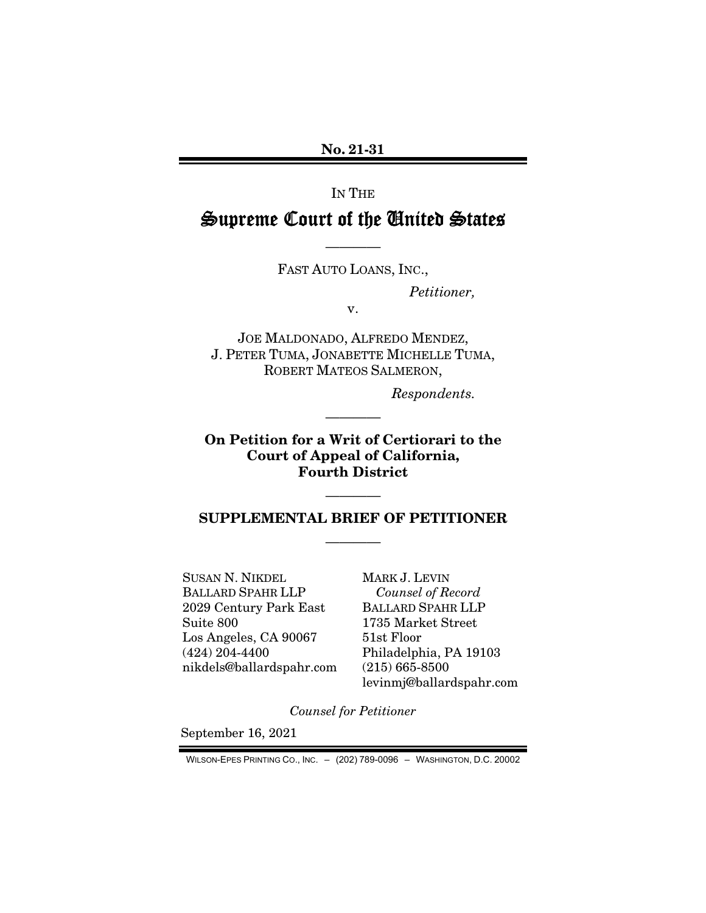**No. 21-31**

IN THE

# Supreme Court of the United States

————

FAST AUTO LOANS, INC.,

*Petitioner,*

v.

JOE MALDONADO, ALFREDO MENDEZ,
J. PETER TUMA, JONABETTE MICHELLE TUMA,
ROBERT MATEOS SALMERON,

*Respondents.*

————

**On Petition for a Writ of Certiorari to the Court of Appeal of California, Fourth District**

————

## SUPPLEMENTAL BRIEF OF PETITIONER

————

SUSAN N. NIKDEL
BALLARD SPAHR LLP
2029 Century Park East
Suite 800
Los Angeles, CA 90067
(424) 204-4400
nikdels@ballardspahr.com

MARK J. LEVIN
*Counsel of Record*
BALLARD SPAHR LLP
1735 Market Street
51st Floor
Philadelphia, PA 19103
(215) 665-8500
levinmj@ballardspahr.com

*Counsel for Petitioner*

September 16, 2021

WILSON-EPES PRINTING CO., INC. – (202) 789-0096 – WASHINGTON, D.C. 20002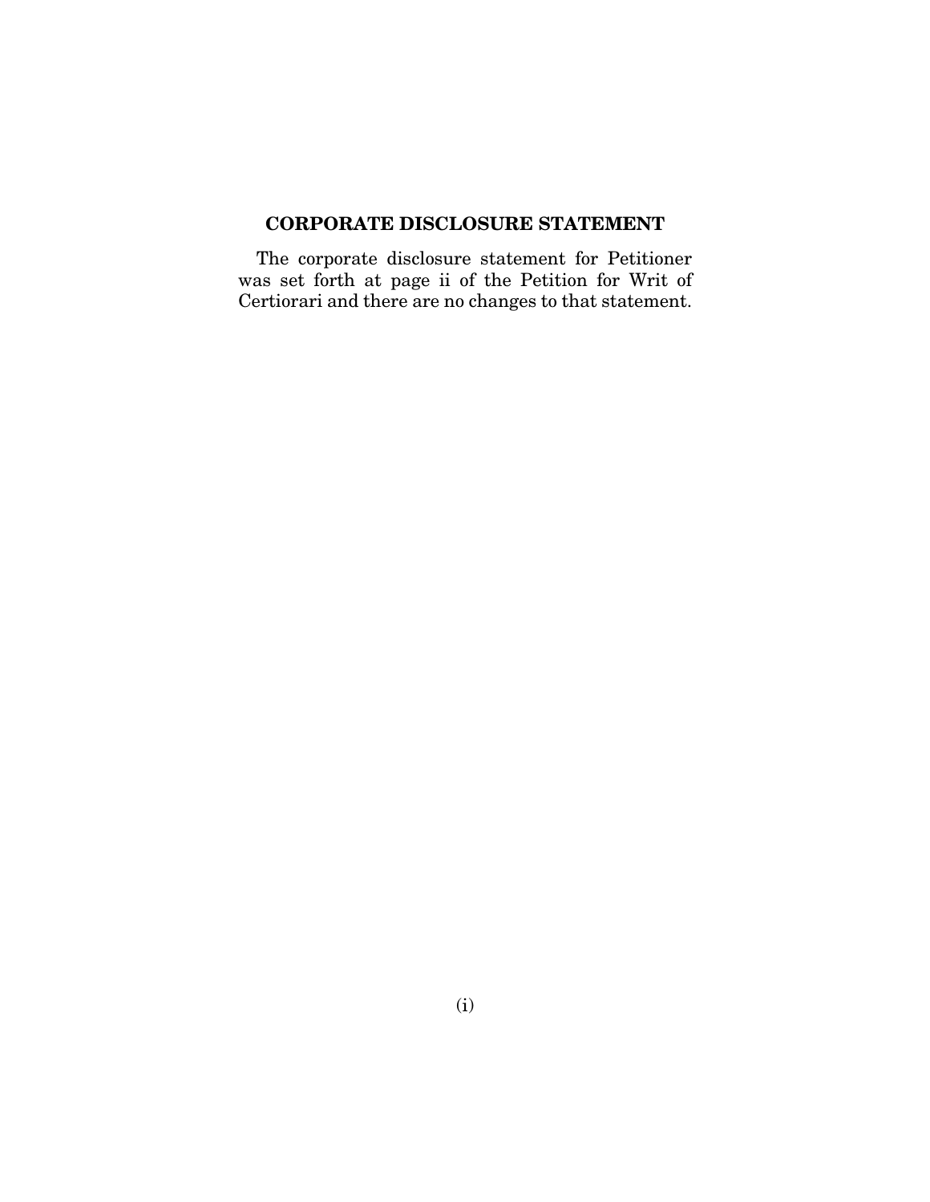## CORPORATE DISCLOSURE STATEMENT

The corporate disclosure statement for Petitioner was set forth at page ii of the Petition for Writ of Certiorari and there are no changes to that statement.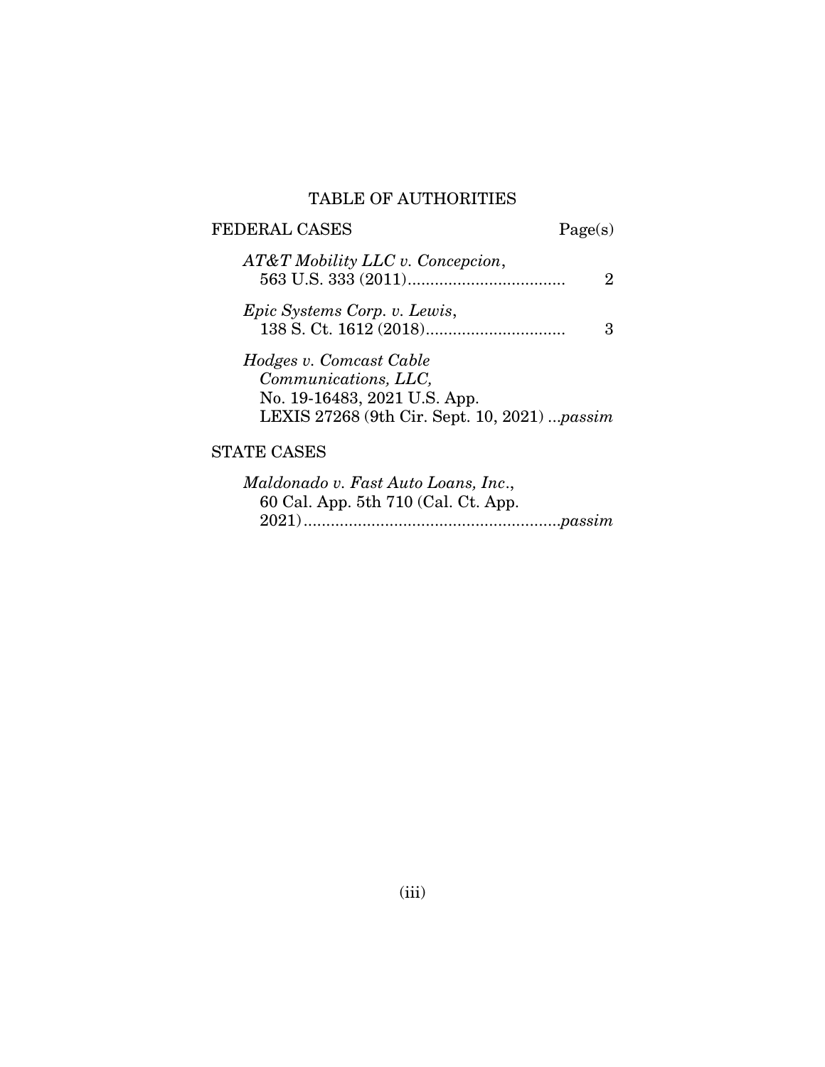# TABLE OF AUTHORITIES

| FEDERAL CASES | Page(s) |
|---|---|
| *AT&T Mobility LLC v. Concepcion*, 563 U.S. 333 (2011) | 2 |
| *Epic Systems Corp. v. Lewis*, 138 S. Ct. 1612 (2018) | 3 |
| *Hodges v. Comcast Cable Communications, LLC,* No. 19-16483, 2021 U.S. App. LEXIS 27268 (9th Cir. Sept. 10, 2021) | *passim* |

| STATE CASES | |
|---|---|
| *Maldonado v. Fast Auto Loans, Inc*., 60 Cal. App. 5th 710 (Cal. Ct. App. 2021) | *passim* |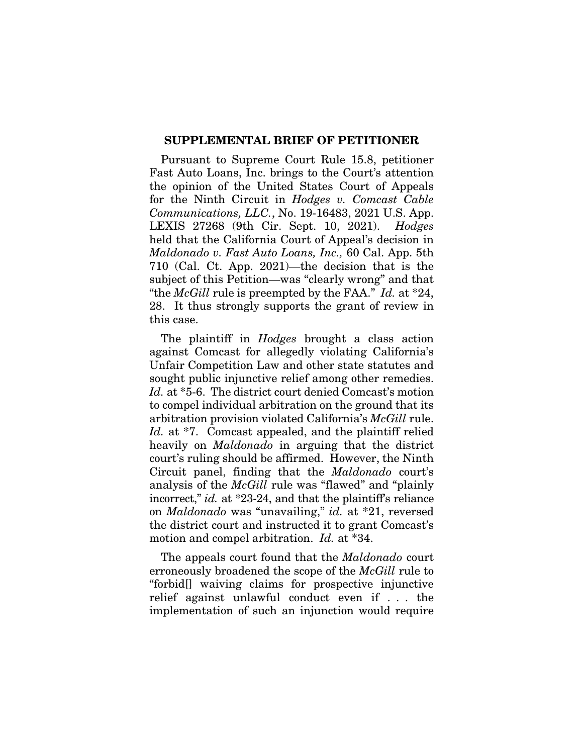## SUPPLEMENTAL BRIEF OF PETITIONER

Pursuant to Supreme Court Rule 15.8, petitioner Fast Auto Loans, Inc. brings to the Court's attention the opinion of the United States Court of Appeals for the Ninth Circuit in *Hodges v. Comcast Cable Communications, LLC.*, No. 19-16483, 2021 U.S. App. LEXIS 27268 (9th Cir. Sept. 10, 2021). *Hodges* held that the California Court of Appeal's decision in *Maldonado v. Fast Auto Loans, Inc.,* 60 Cal. App. 5th 710 (Cal. Ct. App. 2021)—the decision that is the subject of this Petition—was "clearly wrong" and that "the *McGill* rule is preempted by the FAA." *Id.* at *24, 28. It thus strongly supports the grant of review in this case.

The plaintiff in *Hodges* brought a class action against Comcast for allegedly violating California's Unfair Competition Law and other state statutes and sought public injunctive relief among other remedies. *Id.* at *5-6. The district court denied Comcast's motion to compel individual arbitration on the ground that its arbitration provision violated California's *McGill* rule. *Id.* at *7. Comcast appealed, and the plaintiff relied heavily on *Maldonado* in arguing that the district court's ruling should be affirmed. However, the Ninth Circuit panel, finding that the *Maldonado* court's analysis of the *McGill* rule was "flawed" and "plainly incorrect," *id.* at *23-24, and that the plaintiff's reliance on *Maldonado* was "unavailing," *id.* at *21, reversed the district court and instructed it to grant Comcast's motion and compel arbitration. *Id.* at *34.

The appeals court found that the *Maldonado* court erroneously broadened the scope of the *McGill* rule to "forbid[] waiving claims for prospective injunctive relief against unlawful conduct even if . . . the implementation of such an injunction would require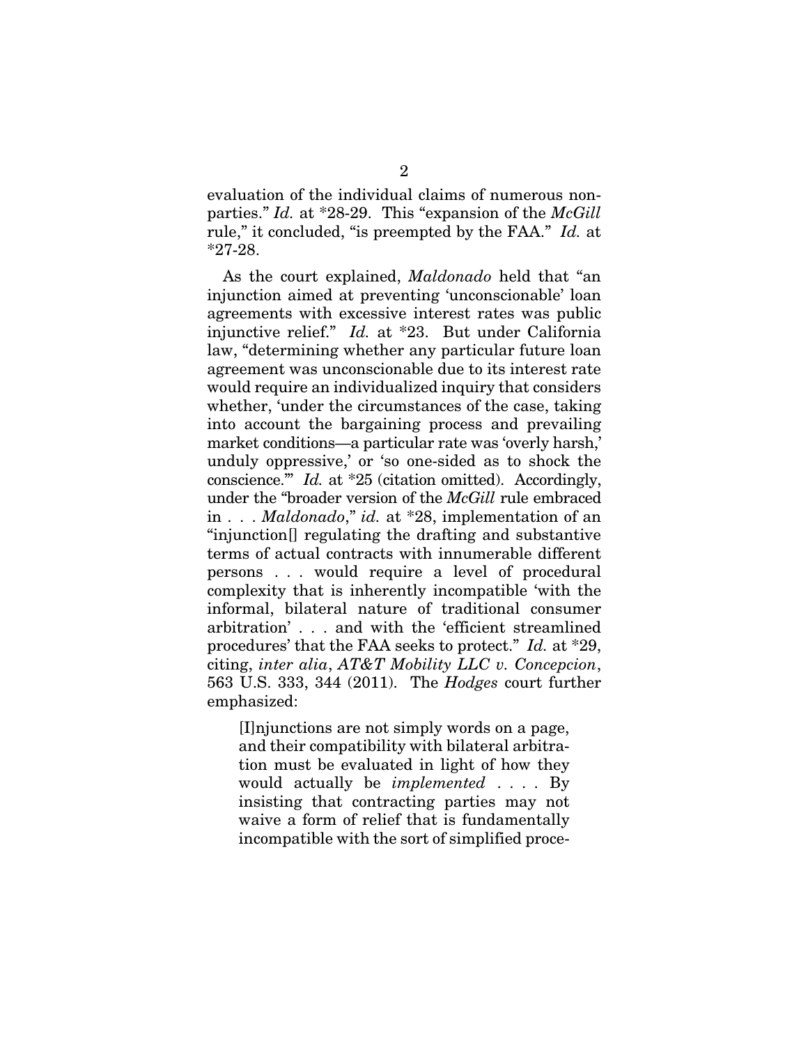evaluation of the individual claims of numerous non-parties." *Id.* at *28-29. This "expansion of the *McGill* rule," it concluded, "is preempted by the FAA." *Id.* at *27-28.

As the court explained, *Maldonado* held that "an injunction aimed at preventing 'unconscionable' loan agreements with excessive interest rates was public injunctive relief." *Id.* at *23. But under California law, "determining whether any particular future loan agreement was unconscionable due to its interest rate would require an individualized inquiry that considers whether, 'under the circumstances of the case, taking into account the bargaining process and prevailing market conditions—a particular rate was 'overly harsh,' unduly oppressive,' or 'so one-sided as to shock the conscience.'" *Id.* at *25 (citation omitted). Accordingly, under the "broader version of the *McGill* rule embraced in . . . *Maldonado*," *id.* at *28, implementation of an "injunction[] regulating the drafting and substantive terms of actual contracts with innumerable different persons . . . would require a level of procedural complexity that is inherently incompatible 'with the informal, bilateral nature of traditional consumer arbitration' . . . and with the 'efficient streamlined procedures' that the FAA seeks to protect." *Id.* at *29, citing, *inter alia*, *AT&T Mobility LLC v. Concepcion*, 563 U.S. 333, 344 (2011). The *Hodges* court further emphasized:

> [I]njunctions are not simply words on a page, and their compatibility with bilateral arbitration must be evaluated in light of how they would actually be *implemented* . . . . By insisting that contracting parties may not waive a form of relief that is fundamentally incompatible with the sort of simplified proce-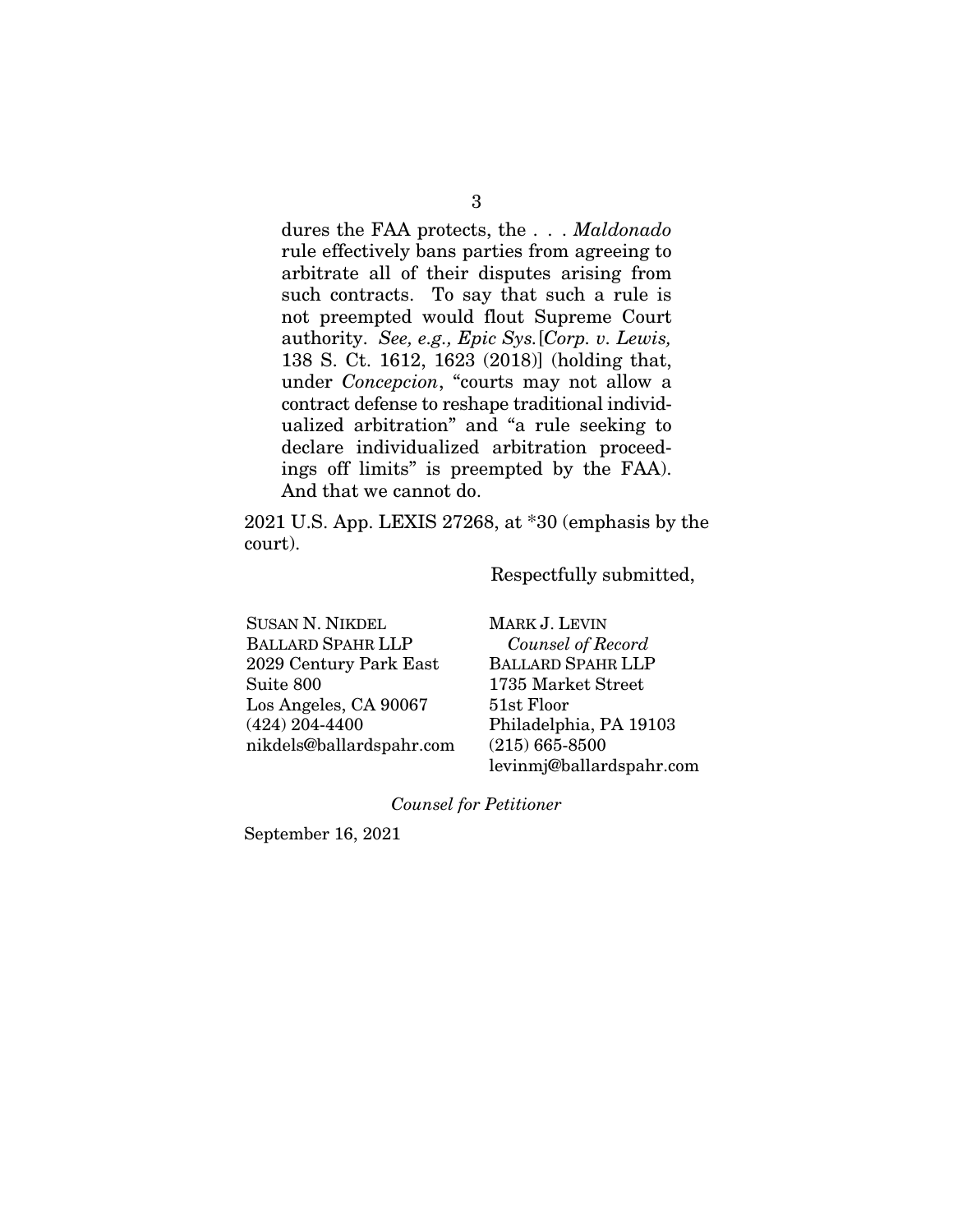> dures the FAA protects, the . . . *Maldonado* rule effectively bans parties from agreeing to arbitrate all of their disputes arising from such contracts. To say that such a rule is not preempted would flout Supreme Court authority. *See, e.g., Epic Sys.* [*Corp. v. Lewis,* 138 S. Ct. 1612, 1623 (2018)] (holding that, under *Concepcion*, "courts may not allow a contract defense to reshape traditional individualized arbitration" and "a rule seeking to declare individualized arbitration proceedings off limits" is preempted by the FAA). And that we cannot do.

2021 U.S. App. LEXIS 27268, at *30 (emphasis by the court).

Respectfully submitted,

SUSAN N. NIKDEL
BALLARD SPAHR LLP
2029 Century Park East
Suite 800
Los Angeles, CA 90067
(424) 204-4400
nikdels@ballardspahr.com

MARK J. LEVIN
*Counsel of Record*
BALLARD SPAHR LLP
1735 Market Street
51st Floor
Philadelphia, PA 19103
(215) 665-8500
levinmj@ballardspahr.com

*Counsel for Petitioner*

September 16, 2021